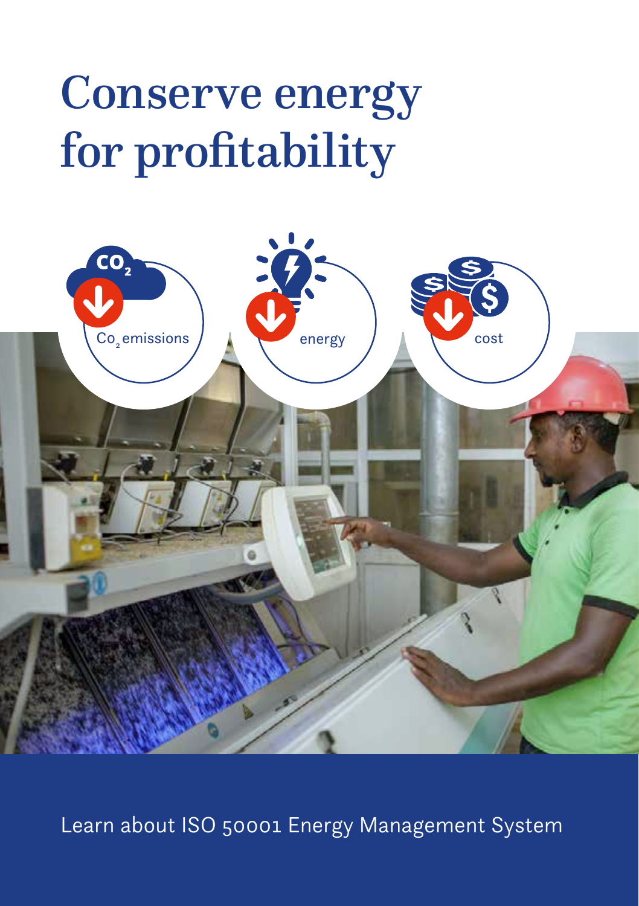# Conserve energy for profitability

$CO_2$ emissions

energy

cost

Learn about ISO 50001 Energy Management System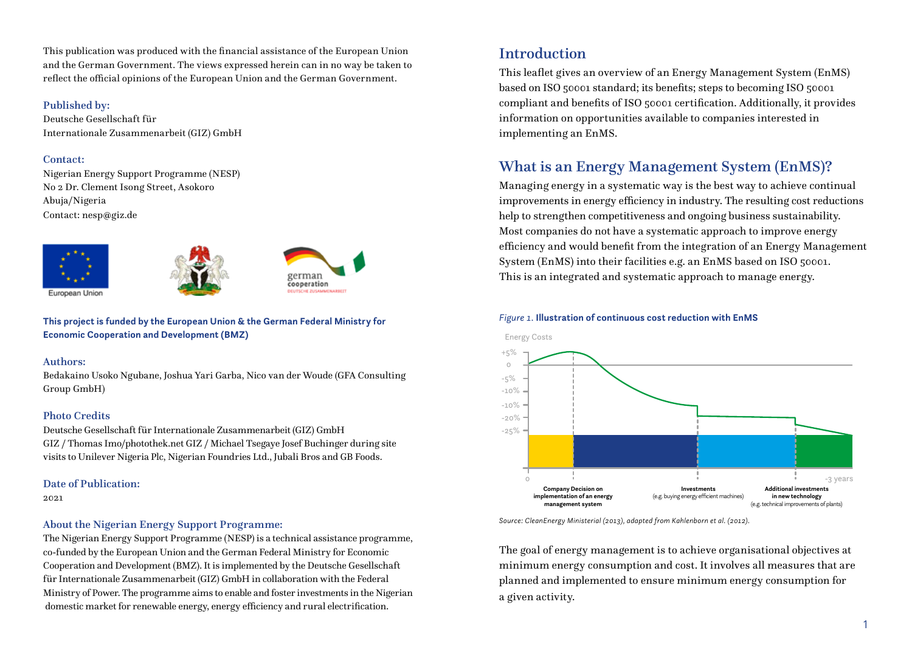This publication was produced with the financial assistance of the European Union and the German Government. The views expressed herein can in no way be taken to reflect the official opinions of the European Union and the German Government.

**Published by:**
Deutsche Gesellschaft für Internationale Zusammenarbeit (GIZ) GmbH

**Contact:**
Nigerian Energy Support Programme (NESP)
No 2 Dr. Clement Isong Street, Asokoro
Abuja/Nigeria
Contact: nesp@giz.de

**This project is funded by the European Union & the German Federal Ministry for Economic Cooperation and Development (BMZ)**

**Authors:**
Bedakaino Usoko Ngubane, Joshua Yari Garba, Nico van der Woude (GFA Consulting Group GmbH)

**Photo Credits**
Deutsche Gesellschaft für Internationale Zusammenarbeit (GIZ) GmbH
GIZ / Thomas Imo/photothek.net GIZ / Michael Tsegaye Josef Buchinger during site visits to Unilever Nigeria Plc, Nigerian Foundries Ltd., Jubali Bros and GB Foods.

**Date of Publication:**
2021

**About the Nigerian Energy Support Programme:**
The Nigerian Energy Support Programme (NESP) is a technical assistance programme, co-funded by the European Union and the German Federal Ministry for Economic Cooperation and Development (BMZ). It is implemented by the Deutsche Gesellschaft für Internationale Zusammenarbeit (GIZ) GmbH in collaboration with the Federal Ministry of Power. The programme aims to enable and foster investments in the Nigerian domestic market for renewable energy, energy efficiency and rural electrification.

## Introduction

This leaflet gives an overview of an Energy Management System (EnMS) based on ISO 50001 standard; its benefits; steps to becoming ISO 50001 compliant and benefits of ISO 50001 certification. Additionally, it provides information on opportunities available to companies interested in implementing an EnMS.

## What is an Energy Management System (EnMS)?

Managing energy in a systematic way is the best way to achieve continual improvements in energy efficiency in industry. The resulting cost reductions help to strengthen competitiveness and ongoing business sustainability. Most companies do not have a systematic approach to improve energy efficiency and would benefit from the integration of an Energy Management System (EnMS) into their facilities e.g. an EnMS based on ISO 50001. This is an integrated and systematic approach to manage energy.

*Figure 1.* **Illustration of continuous cost reduction with EnMS**

Energy Costs: +5%, 0, -5%, -10%, -10%, -20%, -25%

0 — -3 years

**Company Decision on implementation of an energy management system** | **Investments** (e.g. buying energy efficient machines) | **Additional investments in new technology** (e.g. technical improvements of plants)

*Source: CleanEnergy Ministerial (2013), adapted from Kahlenborn et al. (2012).*

The goal of energy management is to achieve organisational objectives at minimum energy consumption and cost. It involves all measures that are planned and implemented to ensure minimum energy consumption for a given activity.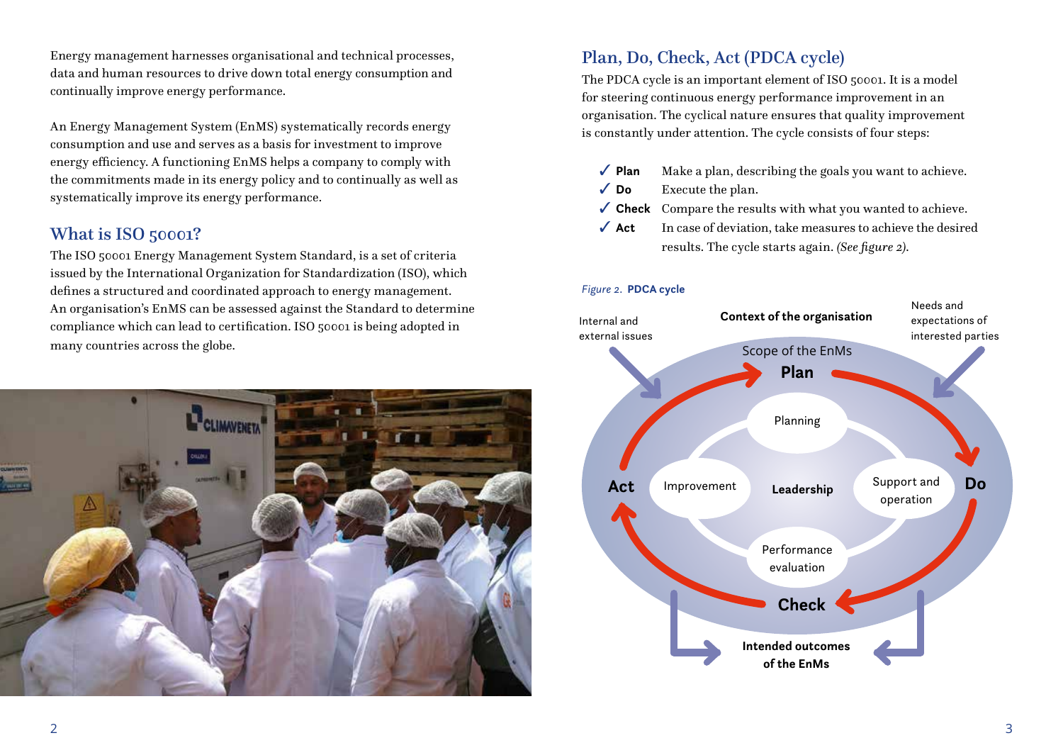Energy management harnesses organisational and technical processes, data and human resources to drive down total energy consumption and continually improve energy performance.

An Energy Management System (EnMS) systematically records energy consumption and use and serves as a basis for investment to improve energy efficiency. A functioning EnMS helps a company to comply with the commitments made in its energy policy and to continually as well as systematically improve its energy performance.

## What is ISO 50001?

The ISO 50001 Energy Management System Standard, is a set of criteria issued by the International Organization for Standardization (ISO), which defines a structured and coordinated approach to energy management. An organisation's EnMS can be assessed against the Standard to determine compliance which can lead to certification. ISO 50001 is being adopted in many countries across the globe.

## Plan, Do, Check, Act (PDCA cycle)

The PDCA cycle is an important element of ISO 50001. It is a model for steering continuous energy performance improvement in an organisation. The cyclical nature ensures that quality improvement is constantly under attention. The cycle consists of four steps:

- ✓ **Plan** Make a plan, describing the goals you want to achieve.
- ✓ **Do** Execute the plan.
- ✓ **Check** Compare the results with what you wanted to achieve.
- ✓ **Act** In case of deviation, take measures to achieve the desired results. The cycle starts again. *(See figure 2)*.

*Figure 2.* **PDCA cycle**

Internal and external issues — **Context of the organisation** — Needs and expectations of interested parties

Scope of the EnMs

**Plan** — Planning

**Do** — Support and operation

**Check** — Performance evaluation

**Act** — Improvement

**Leadership**

**Intended outcomes of the EnMs**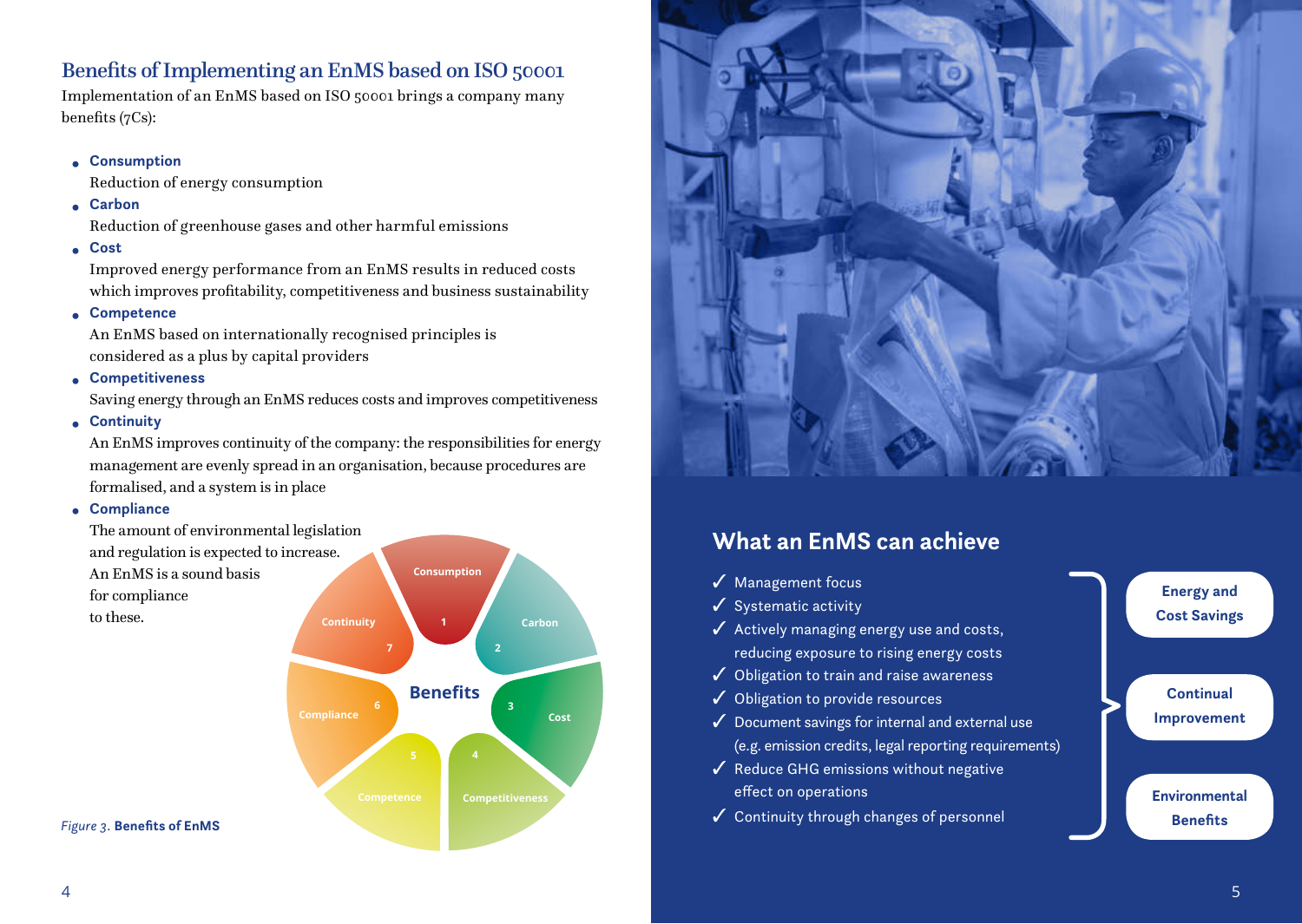## Benefits of Implementing an EnMS based on ISO 50001

Implementation of an EnMS based on ISO 50001 brings a company many benefits (7Cs):

- **Consumption**
  Reduction of energy consumption
- **Carbon**
  Reduction of greenhouse gases and other harmful emissions
- **Cost**
  Improved energy performance from an EnMS results in reduced costs which improves profitability, competitiveness and business sustainability
- **Competence**
  An EnMS based on internationally recognised principles is considered as a plus by capital providers
- **Competitiveness**
  Saving energy through an EnMS reduces costs and improves competitiveness
- **Continuity**
  An EnMS improves continuity of the company: the responsibilities for energy management are evenly spread in an organisation, because procedures are formalised, and a system is in place
- **Compliance**
  The amount of environmental legislation and regulation is expected to increase. An EnMS is a sound basis for compliance to these.

Benefits: 1 Consumption, 2 Carbon, 3 Cost, 4 Competitiveness, 5 Competence, 6 Compliance, 7 Continuity

*Figure 3.* **Benefits of EnMS**

## What an EnMS can achieve

- ✓ Management focus
- ✓ Systematic activity
- ✓ Actively managing energy use and costs, reducing exposure to rising energy costs
- ✓ Obligation to train and raise awareness
- ✓ Obligation to provide resources
- ✓ Document savings for internal and external use (e.g. emission credits, legal reporting requirements)
- ✓ Reduce GHG emissions without negative effect on operations
- ✓ Continuity through changes of personnel

→ **Energy and Cost Savings**

→ **Continual Improvement**

→ **Environmental Benefits**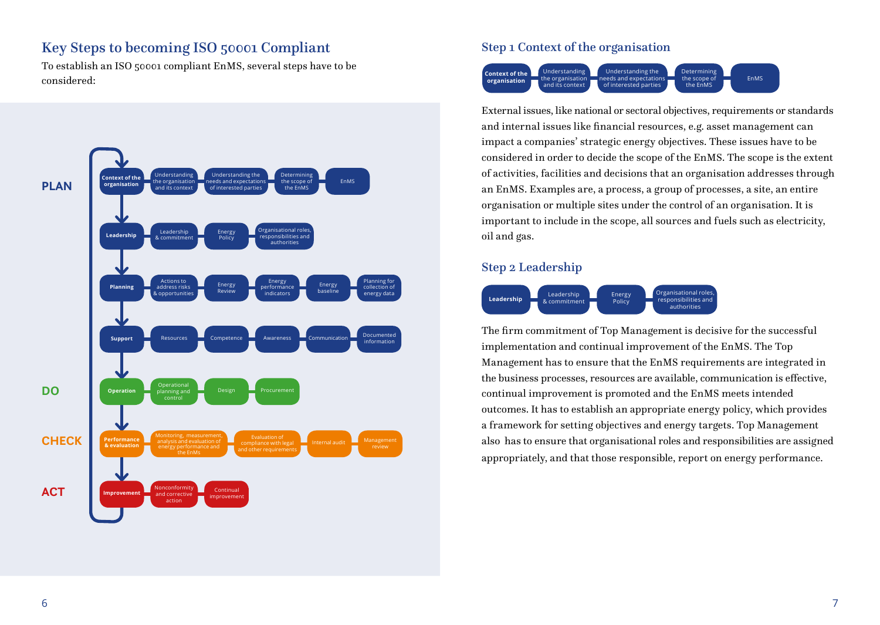## Key Steps to becoming ISO 50001 Compliant

To establish an ISO 50001 compliant EnMS, several steps have to be considered:

**PLAN**

- **Context of the organisation** → Understanding the organisation and its context → Understanding the needs and expectations of interested parties → Determining the scope of the EnMS → EnMS
- **Leadership** → Leadership & commitment → Energy Policy → Organisational roles, responsibilities and authorities
- **Planning** → Actions to address risks & opportunities → Energy Review → Energy performance indicators → Energy baseline → Planning for collection of energy data
- **Support** → Resources → Competence → Awareness → Communication → Documented information

**DO**

- **Operation** → Operational planning and control → Design → Procurement

**CHECK**

- **Performance & evaluation** → Monitoring, measurement, analysis and evaluation of energy performance and the EnMS → Evaluation of compliance with legal and other requirements → Internal audit → Management review

**ACT**

- **Improvement** → Nonconformity and corrective action → Continual improvement

### Step 1 Context of the organisation

Context of the organisation → Understanding the organisation and its context → Understanding the needs and expectations of interested parties → Determining the scope of the EnMS → EnMS

External issues, like national or sectoral objectives, requirements or standards and internal issues like financial resources, e.g. asset management can impact a companies' strategic energy objectives. These issues have to be considered in order to decide the scope of the EnMS. The scope is the extent of activities, facilities and decisions that an organisation addresses through an EnMS. Examples are, a process, a group of processes, a site, an entire organisation or multiple sites under the control of an organisation. It is important to include in the scope, all sources and fuels such as electricity, oil and gas.

### Step 2 Leadership

Leadership → Leadership & commitment → Energy Policy → Organisational roles, responsibilities and authorities

The firm commitment of Top Management is decisive for the successful implementation and continual improvement of the EnMS. The Top Management has to ensure that the EnMS requirements are integrated in the business processes, resources are available, communication is effective, continual improvement is promoted and the EnMS meets intended outcomes. It has to establish an appropriate energy policy, which provides a framework for setting objectives and energy targets. Top Management also has to ensure that organisational roles and responsibilities are assigned appropriately, and that those responsible, report on energy performance.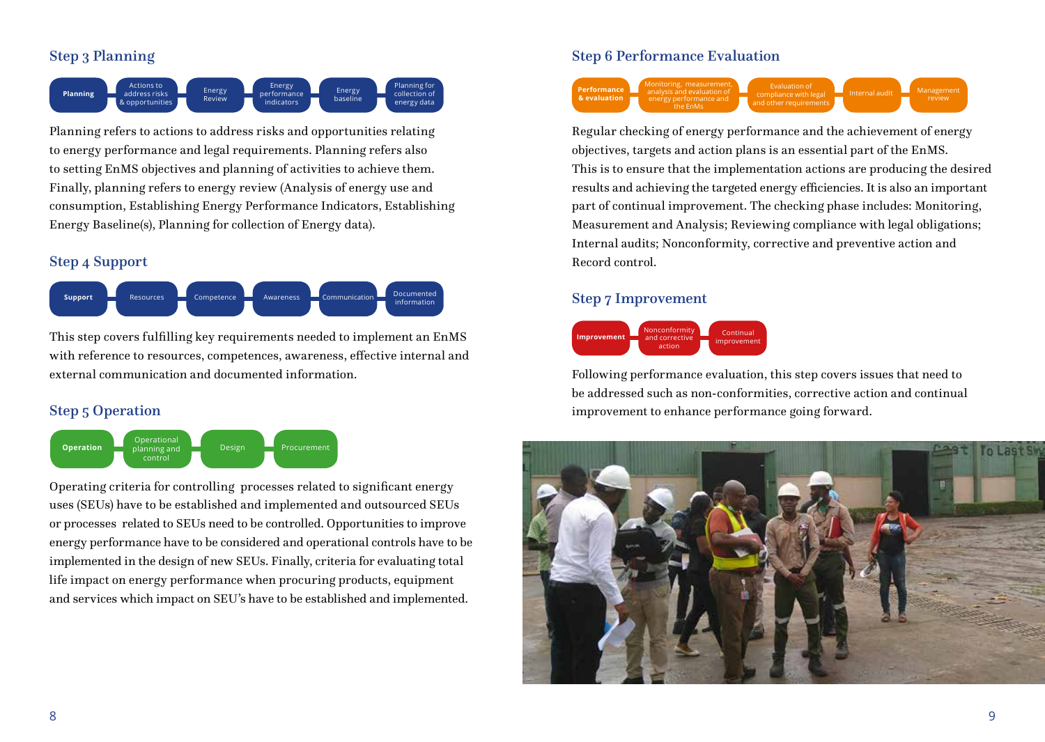## Step 3 Planning

Planning → Actions to address risks & opportunities → Energy Review → Energy performance indicators → Energy baseline → Planning for collection of energy data

Planning refers to actions to address risks and opportunities relating to energy performance and legal requirements. Planning refers also to setting EnMS objectives and planning of activities to achieve them. Finally, planning refers to energy review (Analysis of energy use and consumption, Establishing Energy Performance Indicators, Establishing Energy Baseline(s), Planning for collection of Energy data).

## Step 4 Support

Support → Resources → Competence → Awareness → Communication → Documented information

This step covers fulfilling key requirements needed to implement an EnMS with reference to resources, competences, awareness, effective internal and external communication and documented information.

## Step 5 Operation

Operation → Operational planning and control → Design → Procurement

Operating criteria for controlling processes related to significant energy uses (SEUs) have to be established and implemented and outsourced SEUs or processes related to SEUs need to be controlled. Opportunities to improve energy performance have to be considered and operational controls have to be implemented in the design of new SEUs. Finally, criteria for evaluating total life impact on energy performance when procuring products, equipment and services which impact on SEU's have to be established and implemented.

## Step 6 Performance Evaluation

Performance & evaluation → Monitoring, measurement, analysis and evaluation of energy performance and the EnMs → Evaluation of compliance with legal and other requirements → Internal audit → Management review

Regular checking of energy performance and the achievement of energy objectives, targets and action plans is an essential part of the EnMS. This is to ensure that the implementation actions are producing the desired results and achieving the targeted energy efficiencies. It is also an important part of continual improvement. The checking phase includes: Monitoring, Measurement and Analysis; Reviewing compliance with legal obligations; Internal audits; Nonconformity, corrective and preventive action and Record control.

## Step 7 Improvement

Improvement → Nonconformity and corrective action → Continual improvement

Following performance evaluation, this step covers issues that need to be addressed such as non-conformities, corrective action and continual improvement to enhance performance going forward.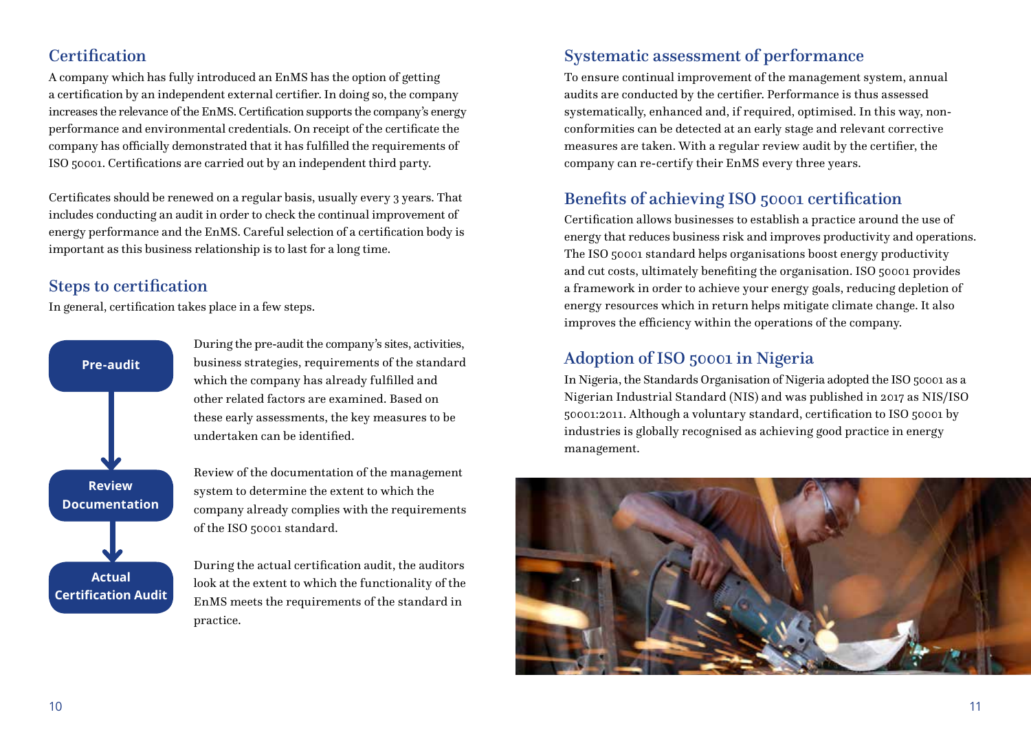## Certification

A company which has fully introduced an EnMS has the option of getting a certification by an independent external certifier. In doing so, the company increases the relevance of the EnMS. Certification supports the company's energy performance and environmental credentials. On receipt of the certificate the company has officially demonstrated that it has fulfilled the requirements of ISO 50001. Certifications are carried out by an independent third party.

Certificates should be renewed on a regular basis, usually every 3 years. That includes conducting an audit in order to check the continual improvement of energy performance and the EnMS. Careful selection of a certification body is important as this business relationship is to last for a long time.

## Steps to certification

In general, certification takes place in a few steps.

**Pre-audit**

During the pre-audit the company's sites, activities, business strategies, requirements of the standard which the company has already fulfilled and other related factors are examined. Based on these early assessments, the key measures to be undertaken can be identified.

**Review Documentation**

Review of the documentation of the management system to determine the extent to which the company already complies with the requirements of the ISO 50001 standard.

**Actual Certification Audit**

During the actual certification audit, the auditors look at the extent to which the functionality of the EnMS meets the requirements of the standard in practice.

## Systematic assessment of performance

To ensure continual improvement of the management system, annual audits are conducted by the certifier. Performance is thus assessed systematically, enhanced and, if required, optimised. In this way, non-conformities can be detected at an early stage and relevant corrective measures are taken. With a regular review audit by the certifier, the company can re-certify their EnMS every three years.

## Benefits of achieving ISO 50001 certification

Certification allows businesses to establish a practice around the use of energy that reduces business risk and improves productivity and operations. The ISO 50001 standard helps organisations boost energy productivity and cut costs, ultimately benefiting the organisation. ISO 50001 provides a framework in order to achieve your energy goals, reducing depletion of energy resources which in return helps mitigate climate change. It also improves the efficiency within the operations of the company.

## Adoption of ISO 50001 in Nigeria

In Nigeria, the Standards Organisation of Nigeria adopted the ISO 50001 as a Nigerian Industrial Standard (NIS) and was published in 2017 as NIS/ISO 50001:2011. Although a voluntary standard, certification to ISO 50001 by industries is globally recognised as achieving good practice in energy management.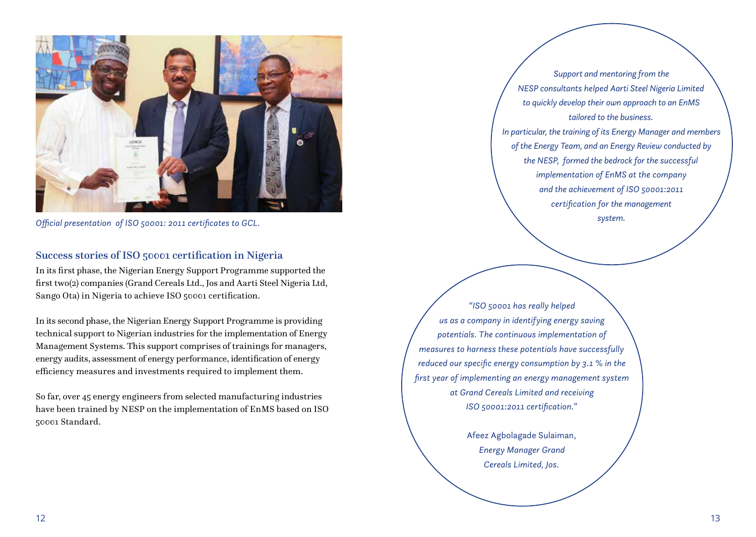*Official presentation of ISO 50001: 2011 certificates to GCL.*

## Success stories of ISO 50001 certification in Nigeria

In its first phase, the Nigerian Energy Support Programme supported the first two(2) companies (Grand Cereals Ltd., Jos and Aarti Steel Nigeria Ltd, Sango Ota) in Nigeria to achieve ISO 50001 certification.

In its second phase, the Nigerian Energy Support Programme is providing technical support to Nigerian industries for the implementation of Energy Management Systems. This support comprises of trainings for managers, energy audits, assessment of energy performance, identification of energy efficiency measures and investments required to implement them.

So far, over 45 energy engineers from selected manufacturing industries have been trained by NESP on the implementation of EnMS based on ISO 50001 Standard.

*Support and mentoring from the NESP consultants helped Aarti Steel Nigeria Limited to quickly develop their own approach to an EnMS tailored to the business. In particular, the training of its Energy Manager and members of the Energy Team, and an Energy Review conducted by the NESP, formed the bedrock for the successful implementation of EnMS at the company and the achievement of ISO 50001:2011 certification for the management system.*

*"ISO 50001 has really helped us as a company in identifying energy saving potentials. The continuous implementation of measures to harness these potentials have successfully reduced our specific energy consumption by 3.1 % in the first year of implementing an energy management system at Grand Cereals Limited and receiving ISO 50001:2011 certification."*

Afeez Agbolagade Sulaiman,
*Energy Manager Grand Cereals Limited, Jos.*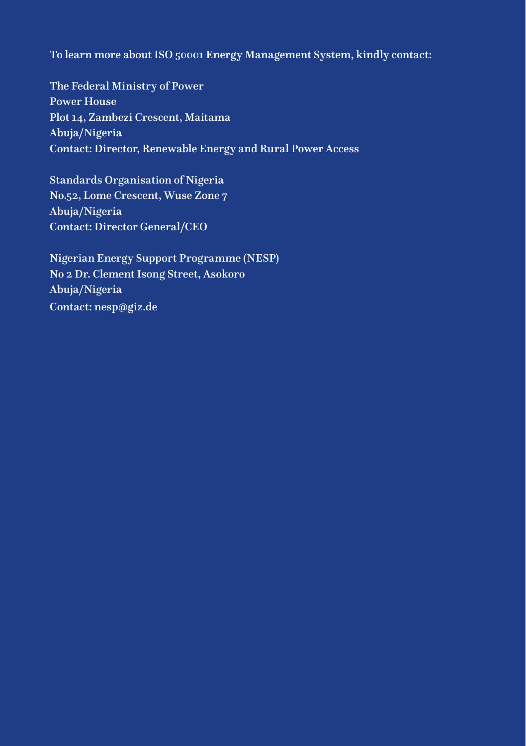To learn more about ISO 50001 Energy Management System, kindly contact:

The Federal Ministry of Power  
Power House  
Plot 14, Zambezi Crescent, Maitama  
Abuja/Nigeria  
Contact: Director, Renewable Energy and Rural Power Access

Standards Organisation of Nigeria  
No.52, Lome Crescent, Wuse Zone 7  
Abuja/Nigeria  
Contact: Director General/CEO

Nigerian Energy Support Programme (NESP)  
No 2 Dr. Clement Isong Street, Asokoro  
Abuja/Nigeria  
Contact: nesp@giz.de